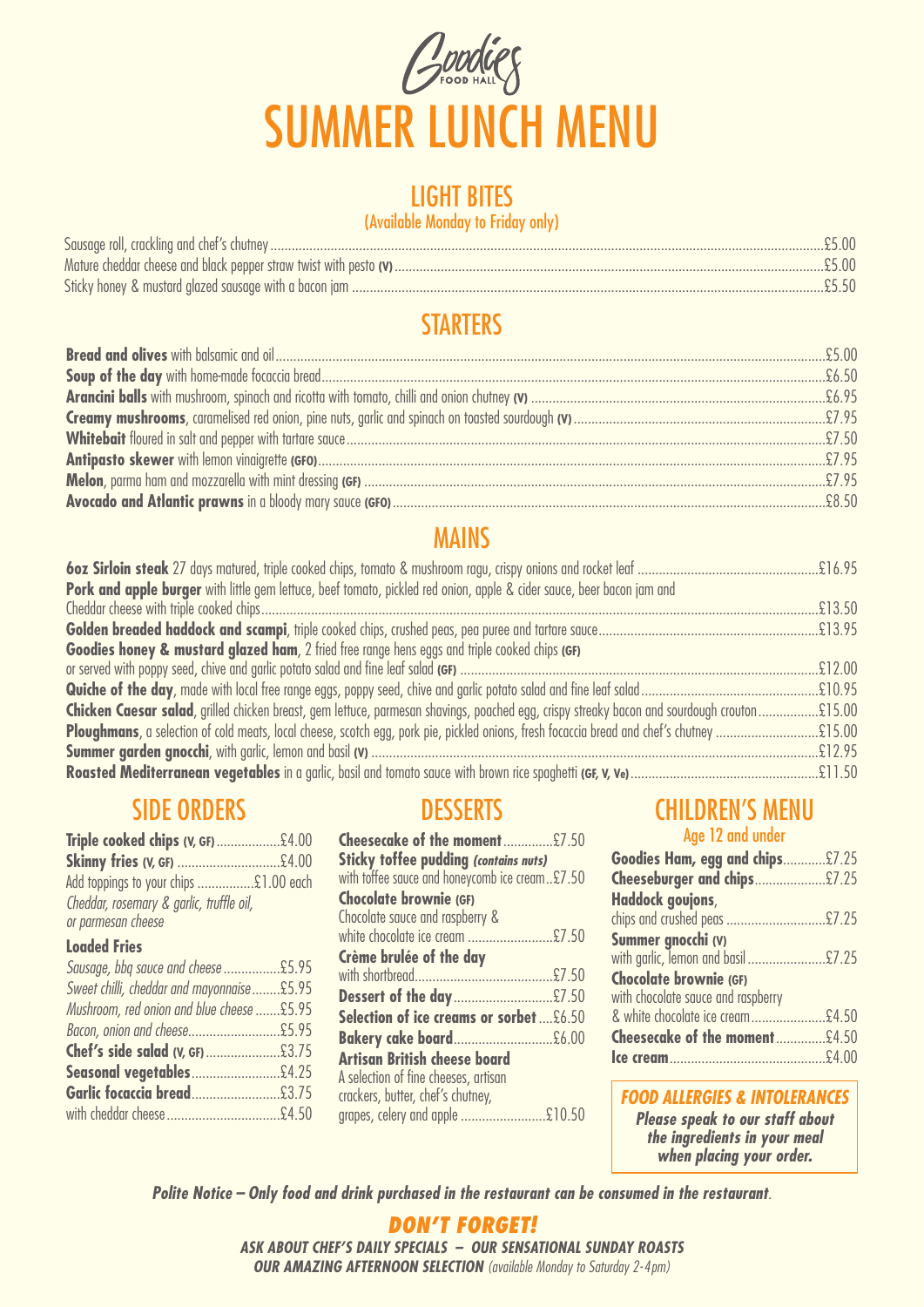Goodies FOOD HALL

# SUMMER LUNCH MENU

## LIGHT BITES

(Available Monday to Friday only)

- Sausage roll, crackling and chef's chutney ........ £5.00
- Mature cheddar cheese and black pepper straw twist with pesto **(V)** ........ £5.00
- Sticky honey & mustard glazed sausage with a bacon jam ........ £5.50

## STARTERS

- **Bread and olives** with balsamic and oil ........ £5.00
- **Soup of the day** with home-made focaccia bread ........ £6.50
- **Arancini balls** with mushroom, spinach and ricotta with tomato, chilli and onion chutney **(V)** ........ £6.95
- **Creamy mushrooms**, caramelised red onion, pine nuts, garlic and spinach on toasted sourdough **(V)** ........ £7.95
- **Whitebait** floured in salt and pepper with tartare sauce ........ £7.50
- **Antipasto skewer** with lemon vinaigrette **(GFO)** ........ £7.95
- **Melon**, parma ham and mozzarella with mint dressing **(GF)** ........ £7.95
- **Avocado and Atlantic prawns** in a bloody mary sauce **(GFO)** ........ £8.50

## MAINS

- **6oz Sirloin steak** 27 days matured, triple cooked chips, tomato & mushroom ragu, crispy onions and rocket leaf ........ £16.95
- **Pork and apple burger** with little gem lettuce, beef tomato, pickled red onion, apple & cider sauce, beer bacon jam and Cheddar cheese with triple cooked chips ........ £13.50
- **Golden breaded haddock and scampi**, triple cooked chips, crushed peas, pea puree and tartare sauce ........ £13.95
- **Goodies honey & mustard glazed ham**, 2 fried free range hens eggs and triple cooked chips **(GF)** or served with poppy seed, chive and garlic potato salad and fine leaf salad **(GF)** ........ £12.00
- **Quiche of the day**, made with local free range eggs, poppy seed, chive and garlic potato salad and fine leaf salad ........ £10.95
- **Chicken Caesar salad**, grilled chicken breast, gem lettuce, parmesan shavings, poached egg, crispy streaky bacon and sourdough crouton ........ £15.00
- **Ploughmans**, a selection of cold meats, local cheese, scotch egg, pork pie, pickled onions, fresh focaccia bread and chef's chutney ........ £15.00
- **Summer garden gnocchi**, with garlic, lemon and basil **(V)** ........ £12.95
- **Roasted Mediterranean vegetables** in a garlic, basil and tomato sauce with brown rice spaghetti **(GF, V, Ve)** ........ £11.50

## SIDE ORDERS

- **Triple cooked chips (V, GF)** ........ £4.00
- **Skinny fries (V, GF)** ........ £4.00
- Add toppings to your chips ........ £1.00 each
  *Cheddar, rosemary & garlic, truffle oil, or parmesan cheese*

**Loaded Fries**

- *Sausage, bbq sauce and cheese* ........ £5.95
- *Sweet chilli, cheddar and mayonnaise* ........ £5.95
- *Mushroom, red onion and blue cheese* ........ £5.95
- *Bacon, onion and cheese* ........ £5.95
- **Chef's side salad (V, GF)** ........ £3.75
- **Seasonal vegetables** ........ £4.25
- **Garlic focaccia bread** ........ £3.75
  with cheddar cheese ........ £4.50

## DESSERTS

- **Cheesecake of the moment** ........ £7.50
- **Sticky toffee pudding** ***(contains nuts)*** with toffee sauce and honeycomb ice cream ........ £7.50
- **Chocolate brownie (GF)** Chocolate sauce and raspberry & white chocolate ice cream ........ £7.50
- **Crème brulée of the day** with shortbread ........ £7.50
- **Dessert of the day** ........ £7.50
- **Selection of ice creams or sorbet** ........ £6.50
- **Bakery cake board** ........ £6.00
- **Artisan British cheese board** A selection of fine cheeses, artisan crackers, butter, chef's chutney, grapes, celery and apple ........ £10.50

## CHILDREN'S MENU

Age 12 and under

- **Goodies Ham, egg and chips** ........ £7.25
- **Cheeseburger and chips** ........ £7.25
- **Haddock goujons**, chips and crushed peas ........ £7.25
- **Summer gnocchi (V)** with garlic, lemon and basil ........ £7.25
- **Chocolate brownie (GF)** with chocolate sauce and raspberry & white chocolate ice cream ........ £4.50
- **Cheesecake of the moment** ........ £4.50
- **Ice cream** ........ £4.00

***FOOD ALLERGIES & INTOLERANCES***

***Please speak to our staff about the ingredients in your meal when placing your order.***

***Polite Notice – Only food and drink purchased in the restaurant can be consumed in the restaurant.***

***DON'T FORGET!***

***ASK ABOUT CHEF'S DAILY SPECIALS – OUR SENSATIONAL SUNDAY ROASTS***

***OUR AMAZING AFTERNOON SELECTION*** *(available Monday to Saturday 2-4pm)*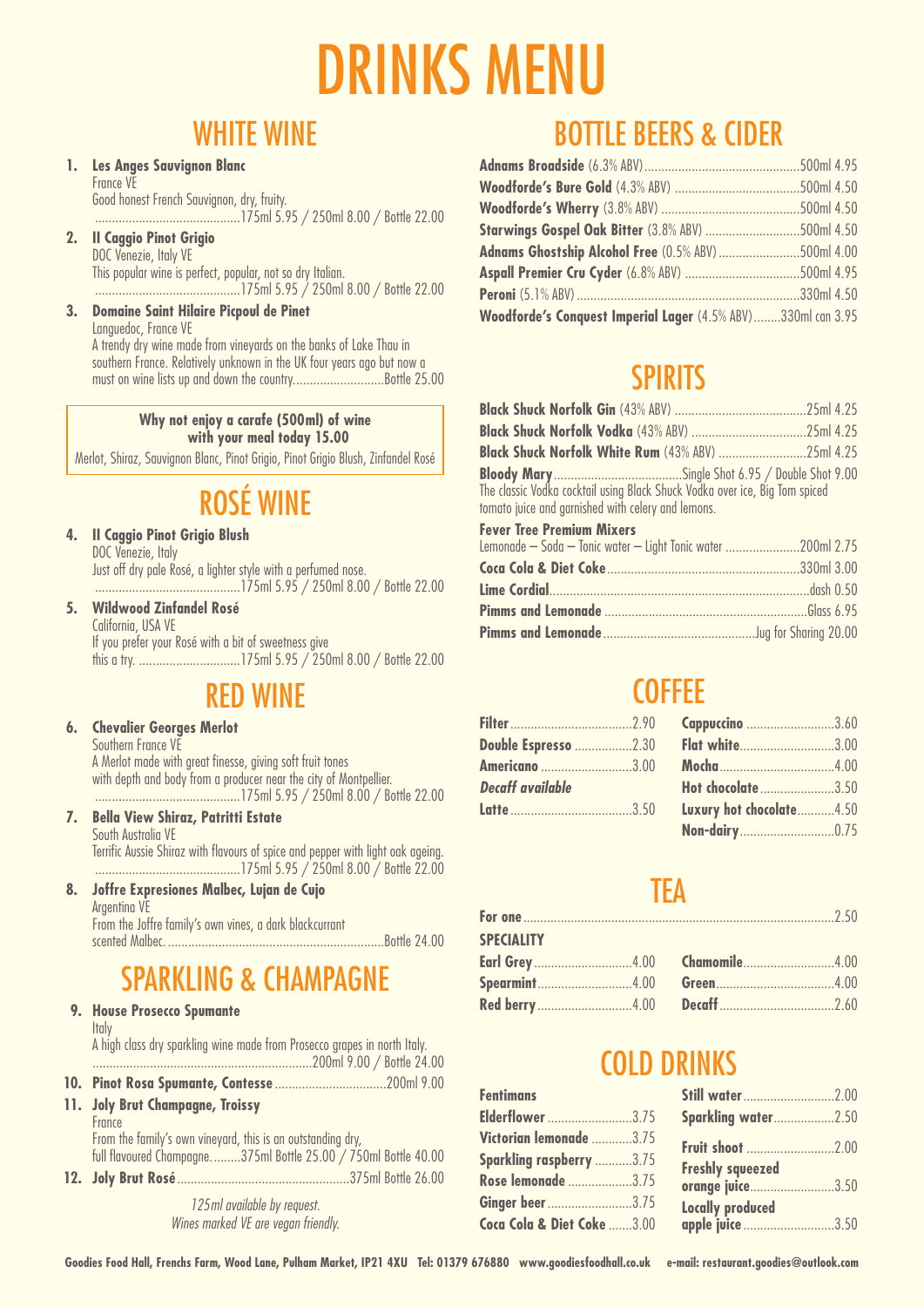# DRINKS MENU

## WHITE WINE

1. **Les Anges Sauvignon Blanc**
   France VE
   Good honest French Sauvignon, dry, fruity.
   ...........................................175ml 5.95 / 250ml 8.00 / Bottle 22.00
2. **Il Caggio Pinot Grigio**
   DOC Venezie, Italy VE
   This popular wine is perfect, popular, not so dry Italian.
   ...........................................175ml 5.95 / 250ml 8.00 / Bottle 22.00
3. **Domaine Saint Hilaire Picpoul de Pinet**
   Languedoc, France VE
   A trendy dry wine made from vineyards on the banks of Lake Thau in southern France. Relatively unknown in the UK four years ago but now a must on wine lists up and down the country...........................Bottle 25.00

**Why not enjoy a carafe (500ml) of wine with your meal today 15.00**
Merlot, Shiraz, Sauvignon Blanc, Pinot Grigio, Pinot Grigio Blush, Zinfandel Rosé

## ROSÉ WINE

4. **Il Caggio Pinot Grigio Blush**
   DOC Venezie, Italy
   Just off dry pale Rosé, a lighter style with a perfumed nose.
   ...........................................175ml 5.95 / 250ml 8.00 / Bottle 22.00
5. **Wildwood Zinfandel Rosé**
   California, USA VE
   If you prefer your Rosé with a bit of sweetness give this a try. ..............................175ml 5.95 / 250ml 8.00 / Bottle 22.00

## RED WINE

6. **Chevalier Georges Merlot**
   Southern France VE
   A Merlot made with great finesse, giving soft fruit tones with depth and body from a producer near the city of Montpellier.
   ...........................................175ml 5.95 / 250ml 8.00 / Bottle 22.00
7. **Bella View Shiraz, Patritti Estate**
   South Australia VE
   Terrific Aussie Shiraz with flavours of spice and pepper with light oak ageing.
   ...........................................175ml 5.95 / 250ml 8.00 / Bottle 22.00
8. **Joffre Expresiones Malbec, Lujan de Cujo**
   Argentina VE
   From the Joffre family's own vines, a dark blackcurrant scented Malbec. ................................................................Bottle 24.00

## SPARKLING & CHAMPAGNE

9. **House Prosecco Spumante**
   Italy
   A high class dry sparkling wine made from Prosecco grapes in north Italy.
   .................................................................200ml 9.00 / Bottle 24.00
10. **Pinot Rosa Spumante, Contesse** .................................200ml 9.00
11. **Joly Brut Champagne, Troissy**
    France
    From the family's own vineyard, this is an outstanding dry, full flavoured Champagne.........375ml Bottle 25.00 / 750ml Bottle 40.00
12. **Joly Brut Rosé**...................................................375ml Bottle 26.00

*125ml available by request.*
*Wines marked VE are vegan friendly.*

## BOTTLE BEERS & CIDER

**Adnams Broadside** (6.3% ABV)..............................................500ml 4.95
**Woodforde's Bure Gold** (4.3% ABV) .....................................500ml 4.50
**Woodforde's Wherry** (3.8% ABV) .........................................500ml 4.50
**Starwings Gospel Oak Bitter** (3.8% ABV) ............................500ml 4.50
**Adnams Ghostship Alcohol Free** (0.5% ABV) ........................500ml 4.00
**Aspall Premier Cru Cyder** (6.8% ABV) ..................................500ml 4.95
**Peroni** (5.1% ABV) ..................................................................330ml 4.50
**Woodforde's Conquest Imperial Lager** (4.5% ABV)........330ml can 3.95

## SPIRITS

**Black Shuck Norfolk Gin** (43% ABV) .......................................25ml 4.25
**Black Shuck Norfolk Vodka** (43% ABV) ..................................25ml 4.25
**Black Shuck Norfolk White Rum** (43% ABV) ..........................25ml 4.25
**Bloody Mary**......................................Single Shot 6.95 / Double Shot 9.00
The classic Vodka cocktail using Black Shuck Vodka over ice, Big Tom spiced tomato juice and garnished with celery and lemons.

**Fever Tree Premium Mixers**
Lemonade – Soda – Tonic water – Light Tonic water .......................200ml 2.75
**Coca Cola & Diet Coke**.........................................................330ml 3.00
**Lime Cordial**.............................................................................dash 0.50
**Pimms and Lemonade** ............................................................Glass 6.95
**Pimms and Lemonade**.............................................Jug for Sharing 20.00

## COFFEE

**Filter**.....................................2.90
**Double Espresso** .................2.30
**Americano** ...........................3.00
***Decaff available***
**Latte**....................................3.50
**Cappuccino** ..........................3.60
**Flat white**............................3.00
**Mocha**..................................4.00
**Hot chocolate**......................3.50
**Luxury hot chocolate**...........4.50
**Non-dairy**............................0.75

## TEA

**For one**...........................................................................................2.50

**SPECIALITY**
**Earl Grey**.............................4.00
**Spearmint**............................4.00
**Red berry**............................4.00
**Chamomile**...........................4.00
**Green**...................................4.00
**Decaff**..................................2.60

## COLD DRINKS

**Fentimans**
**Elderflower** .........................3.75
**Victorian lemonade** ............3.75
**Sparkling raspberry** ...........3.75
**Rose lemonade** ...................3.75
**Ginger beer**.........................3.75
**Coca Cola & Diet Coke** .......3.00
**Still water**...........................2.00
**Sparkling water**..................2.50
**Fruit shoot** ..........................2.00
**Freshly squeezed orange juice**.........................3.50
**Locally produced apple juice**...........................3.50

Goodies Food Hall, Frenchs Farm, Wood Lane, Pulham Market, IP21 4XU Tel: 01379 676880 www.goodiesfoodhall.co.uk e-mail: restaurant.goodies@outlook.com